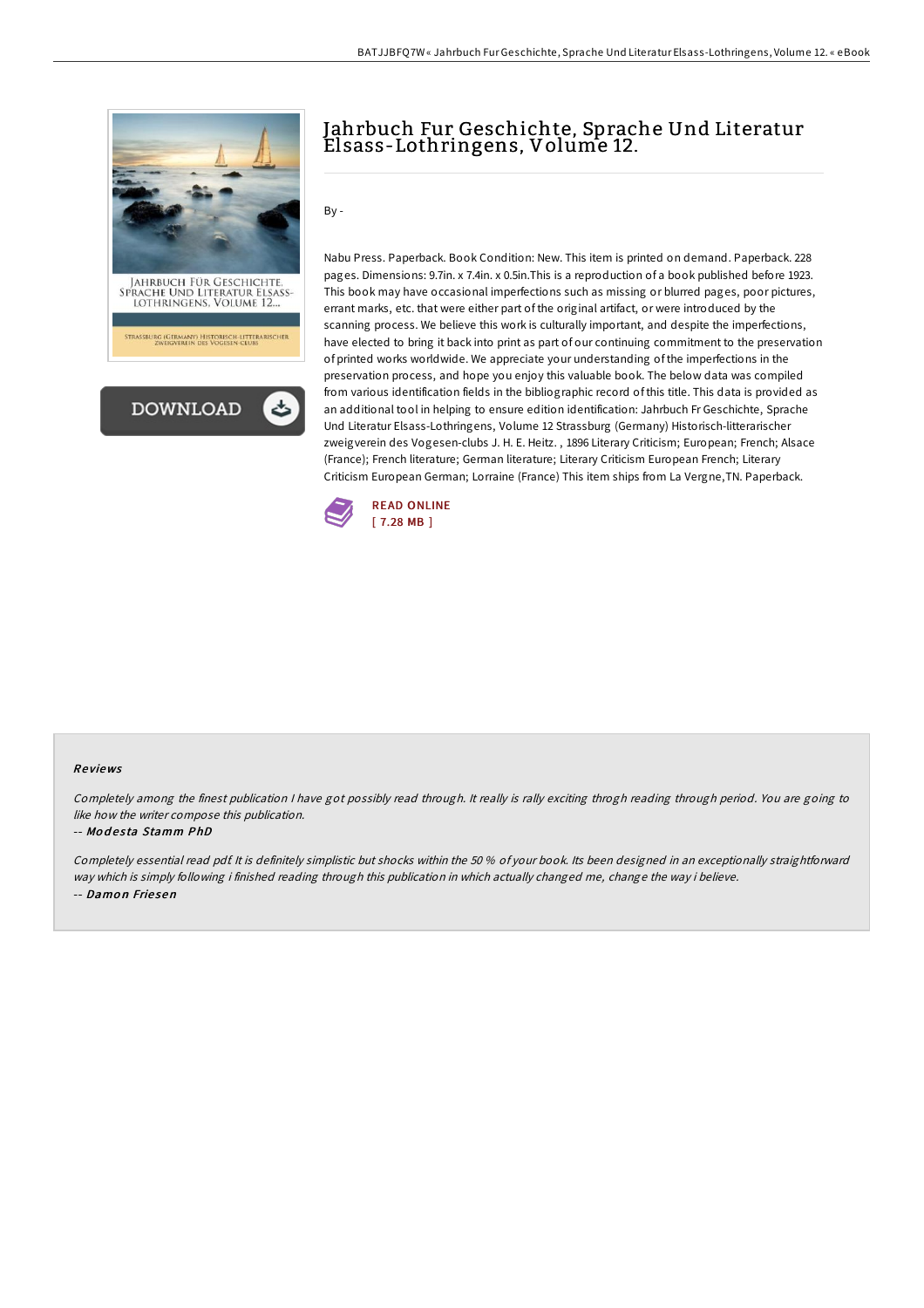# Jahrbuch Fur Geschichte, Sprache Und Literatur Elsass-Lothringens, Volume 12.

By -

Nabu Press. Paperback. Book Condition: New. This item is printed on demand. Paperback. 228 pages. Dimensions: 9.7in. x 7.4in. x 0.5in.This is a reproduction of a book published before 1923. This book may have occasional imperfections such as missing or blurred pages, poor pictures, errant marks, etc. that were either part of the original artifact, or were introduced by the scanning process. We believe this work is culturally important, and despite the imperfections, have elected to bring it back into print as part of our continuing commitment to the preservation of printed works worldwide. We appreciate your understanding of the imperfections in the preservation process, and hope you enjoy this valuable book. The below data was compiled from various identification fields in the bibliographic record of this title. This data is provided as an additional tool in helping to ensure edition identification: Jahrbuch Fr Geschichte, Sprache Und Literatur Elsass-Lothringens, Volume 12 Strassburg (Germany) Historisch-litterarischer zweigverein des Vogesen-clubs J. H. E. Heitz. , 1896 Literary Criticism; European; French; Alsace (France); French literature; German literature; Literary Criticism European French; Literary Criticism European German; Lorraine (France) This item ships from La Vergne,TN. Paperback.

READ ONLINE
[ 7.28 MB ]

## Reviews

*Completely among the finest publication I have got possibly read through. It really is rally exciting throgh reading through period. You are going to like how the writer compose this publication.*

-- *Modesta Stamm PhD*

*Completely essential read pdf. It is definitely simplistic but shocks within the 50 % of your book. Its been designed in an exceptionally straightforward way which is simply following i finished reading through this publication in which actually changed me, change the way i believe.*

-- *Damon Friesen*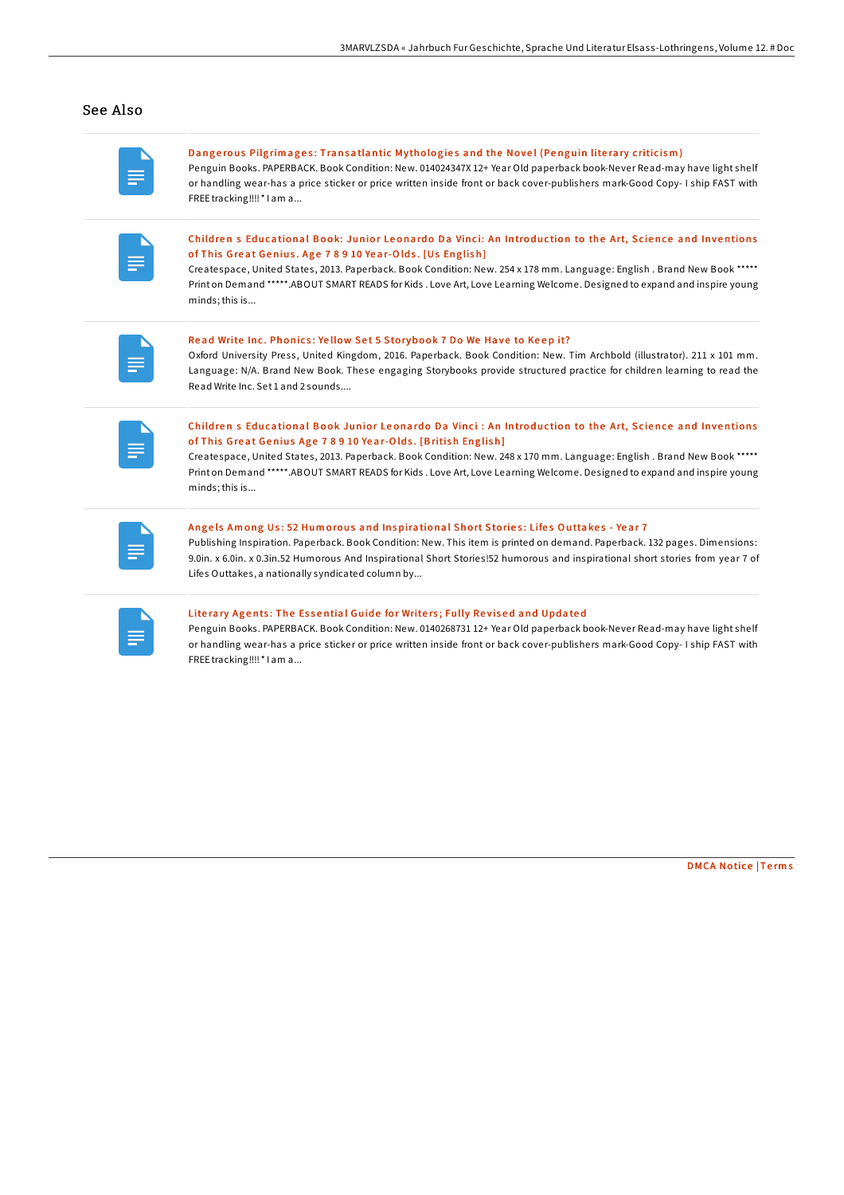## See Also

### Dangerous Pilgrimages: Transatlantic Mythologies and the Novel (Penguin literary criticism)

Penguin Books. PAPERBACK. Book Condition: New. 014024347X 12+ Year Old paperback book-Never Read-may have light shelf or handling wear-has a price sticker or price written inside front or back cover-publishers mark-Good Copy- I ship FAST with FREE tracking!!!! * I am a...

### Children s Educational Book: Junior Leonardo Da Vinci: An Introduction to the Art, Science and Inventions of This Great Genius. Age 7 8 9 10 Year-Olds. [Us English]

Createspace, United States, 2013. Paperback. Book Condition: New. 254 x 178 mm. Language: English . Brand New Book ***** Print on Demand *****.ABOUT SMART READS for Kids . Love Art, Love Learning Welcome. Designed to expand and inspire young minds; this is...

### Read Write Inc. Phonics: Yellow Set 5 Storybook 7 Do We Have to Keep it?

Oxford University Press, United Kingdom, 2016. Paperback. Book Condition: New. Tim Archbold (illustrator). 211 x 101 mm. Language: N/A. Brand New Book. These engaging Storybooks provide structured practice for children learning to read the Read Write Inc. Set 1 and 2 sounds....

### Children s Educational Book Junior Leonardo Da Vinci : An Introduction to the Art, Science and Inventions of This Great Genius Age 7 8 9 10 Year-Olds. [British English]

Createspace, United States, 2013. Paperback. Book Condition: New. 248 x 170 mm. Language: English . Brand New Book ***** Print on Demand *****.ABOUT SMART READS for Kids . Love Art, Love Learning Welcome. Designed to expand and inspire young minds; this is...

### Angels Among Us: 52 Humorous and Inspirational Short Stories: Lifes Outtakes - Year 7

Publishing Inspiration. Paperback. Book Condition: New. This item is printed on demand. Paperback. 132 pages. Dimensions: 9.0in. x 6.0in. x 0.3in.52 Humorous And Inspirational Short Stories!52 humorous and inspirational short stories from year 7 of Lifes Outtakes, a nationally syndicated column by...

### Literary Agents: The Essential Guide for Writers; Fully Revised and Updated

Penguin Books. PAPERBACK. Book Condition: New. 0140268731 12+ Year Old paperback book-Never Read-may have light shelf or handling wear-has a price sticker or price written inside front or back cover-publishers mark-Good Copy- I ship FAST with FREE tracking!!!! * I am a...

DMCA Notice | Terms